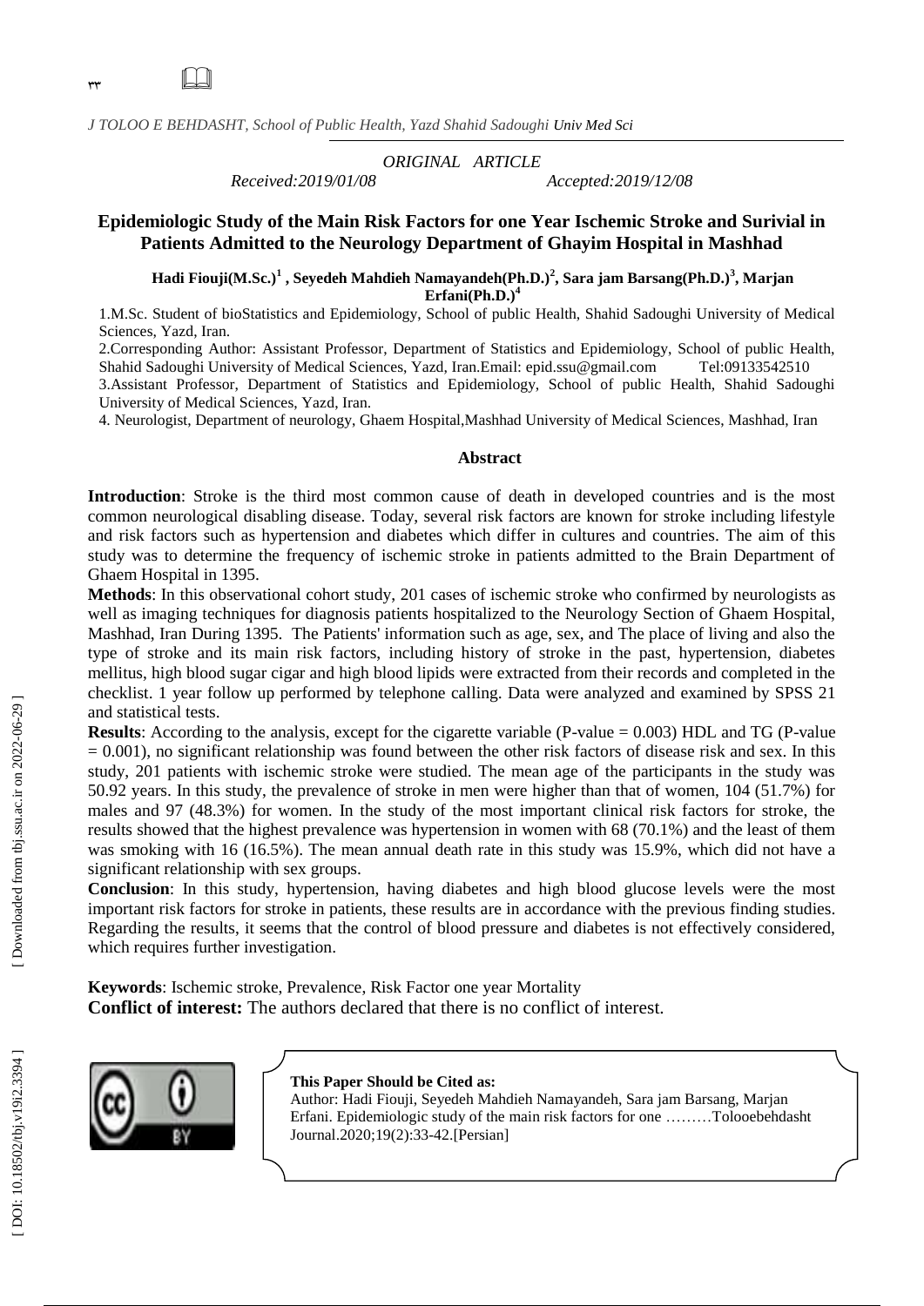*ORIGINAL ARTICLE*

*Received:2019/01/08* *Accepted:2019/12/08*

## Epidemiologic Study of the Main Risk Factors for one Year Ischemic Stroke and Surivial in Patients Admitted to the Neurology Department of Ghayim Hospital in Mashhad

**Hadi Fiouji(M.Sc.)[1] , Seyedeh Mahdieh Namayandeh(Ph.D.)[2], Sara jam Barsang(Ph.D.)[3], Marjan Erfani(Ph.D.)[4]**

1.M.Sc. Student of bioStatistics and Epidemiology, School of public Health, Shahid Sadoughi University of Medical Sciences, Yazd, Iran.

2.Corresponding Author: Assistant Professor, Department of Statistics and Epidemiology, School of public Health, Shahid Sadoughi University of Medical Sciences, Yazd, Iran.Email: epid.ssu@gmail.com Tel:09133542510

3.Assistant Professor, Department of Statistics and Epidemiology, School of public Health, Shahid Sadoughi University of Medical Sciences, Yazd, Iran.

4. Neurologist, Department of neurology, Ghaem Hospital,Mashhad University of Medical Sciences, Mashhad, Iran

### Abstract

**Introduction**: Stroke is the third most common cause of death in developed countries and is the most common neurological disabling disease. Today, several risk factors are known for stroke including lifestyle and risk factors such as hypertension and diabetes which differ in cultures and countries. The aim of this study was to determine the frequency of ischemic stroke in patients admitted to the Brain Department of Ghaem Hospital in 1395.

**Methods**: In this observational cohort study, 201 cases of ischemic stroke who confirmed by neurologists as well as imaging techniques for diagnosis patients hospitalized to the Neurology Section of Ghaem Hospital, Mashhad, Iran During 1395. The Patients' information such as age, sex, and The place of living and also the type of stroke and its main risk factors, including history of stroke in the past, hypertension, diabetes mellitus, high blood sugar cigar and high blood lipids were extracted from their records and completed in the checklist. 1 year follow up performed by telephone calling. Data were analyzed and examined by SPSS 21 and statistical tests.

**Results**: According to the analysis, except for the cigarette variable (P-value = 0.003) HDL and TG (P-value = 0.001), no significant relationship was found between the other risk factors of disease risk and sex. In this study, 201 patients with ischemic stroke were studied. The mean age of the participants in the study was 50.92 years. In this study, the prevalence of stroke in men were higher than that of women, 104 (51.7%) for males and 97 (48.3%) for women. In the study of the most important clinical risk factors for stroke, the results showed that the highest prevalence was hypertension in women with 68 (70.1%) and the least of them was smoking with 16 (16.5%). The mean annual death rate in this study was 15.9%, which did not have a significant relationship with sex groups.

**Conclusion**: In this study, hypertension, having diabetes and high blood glucose levels were the most important risk factors for stroke in patients, these results are in accordance with the previous finding studies. Regarding the results, it seems that the control of blood pressure and diabetes is not effectively considered, which requires further investigation.

**Keywords**: Ischemic stroke, Prevalence, Risk Factor one year Mortality

**Conflict of interest:** The authors declared that there is no conflict of interest.

**This Paper Should be Cited as:**
Author: Hadi Fiouji, Seyedeh Mahdieh Namayandeh, Sara jam Barsang, Marjan Erfani. Epidemiologic study of the main risk factors for one ………Tolooebehdasht Journal.2020;19(2):33-42.[Persian]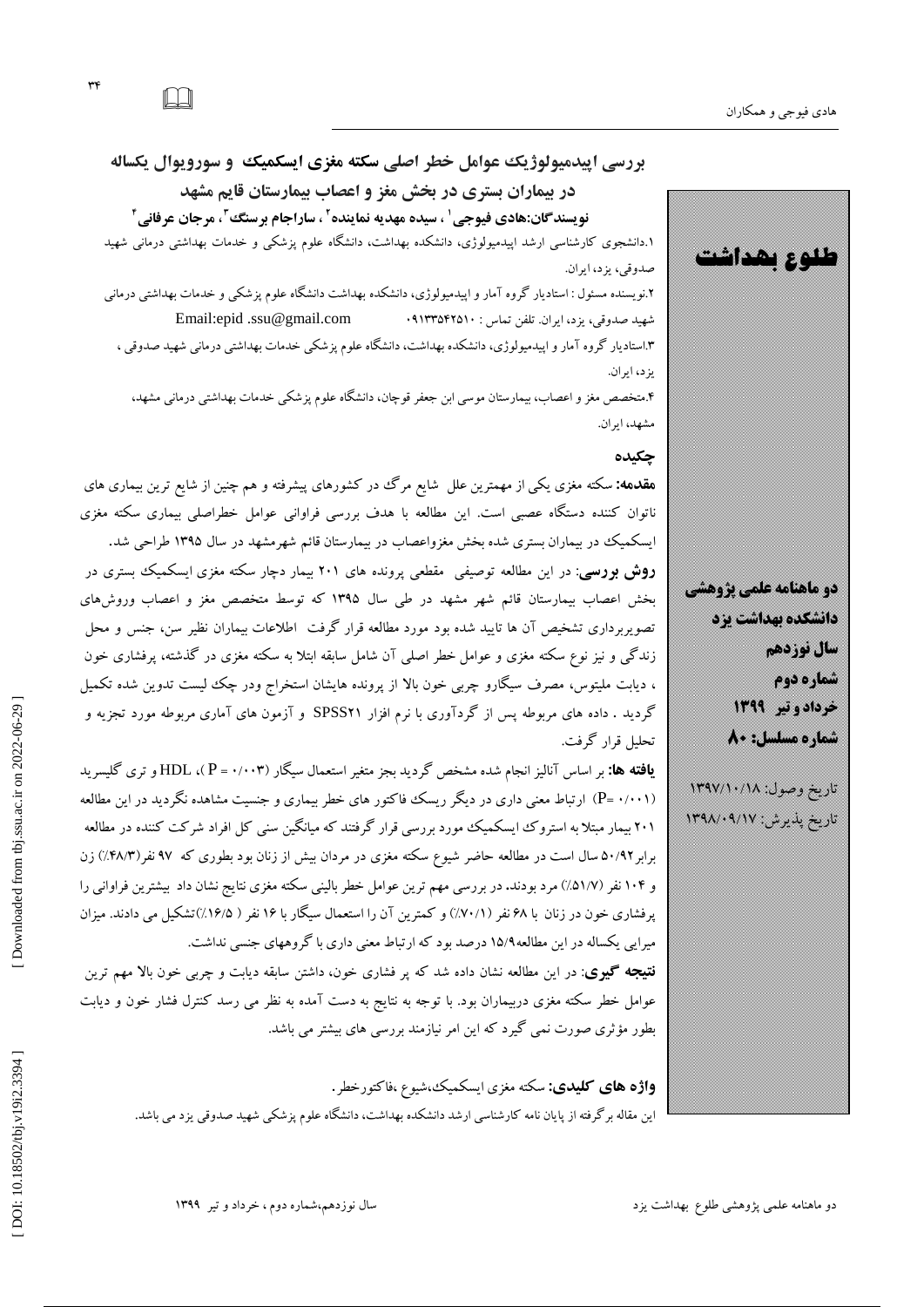# بررسی اپیدمیولوژیک عوامل خطر اصلی سکته مغزی ایسکمیک و سوروپوال یکساله در بیماران بستری در بخش مغز و اعصاب بیمارستان قایم مشهد

**نویسندگان: هادی فیوجی[1] ، سیده مهدیه نماینده[2] ، ساراجام برسنگ[3]، مرجان عرفانی[4]**

۱.دانشجوی کارشناسی ارشد اپیدمیولوژی، دانشکده بهداشت، دانشگاه علوم پزشکی و خدمات بهداشتی درمانی شهید صدوقی، یزد، ایران.

۲.نویسنده مسئول : استادیار گروه آمار و اپیدمیولوژی، دانشکده بهداشت دانشگاه علوم پزشکی و خدمات بهداشتی درمانی شهید صدوقی، یزد، ایران. تلفن تماس : ۰۹۱۳۳۵۴۲۵۱۰ Email:epid .ssu@gmail.com

۳.استادیار گروه آمار و اپیدمیولوژی، دانشکده بهداشت، دانشگاه علوم پزشکی خدمات بهداشتی درمانی شهید صدوقی ، یزد، ایران.

۴.متخصص مغز و اعصاب، بیمارستان موسی ابن جعفر قوچان، دانشگاه علوم پزشکی خدمات بهداشتی درمانی مشهد، مشهد، ایران.

طلوع بهداشت

دو ماهنامه علمی پژوهشی
دانشکده بهداشت یزد
سال نوزدهم
شماره دوم
خرداد و تیر ۱۳۹۹
شماره مسلسل: ۸۰

تاریخ وصول: ۱۳۹۷/۱۰/۱۸
تاریخ پذیرش: ۱۳۹۸/۰۹/۱۷

## چکیده

**مقدمه:** سکته مغزی یکی از مهمترین علل شایع مرگ در کشورهای پیشرفته و هم چنین از شایع ترین بیماری های ناتوان کننده دستگاه عصبی است. این مطالعه با هدف بررسی فراوانی عوامل خطراصلی بیماری سکته مغزی ایسکمیک در بیماران بستری شده بخش مغزواعصاب در بیمارستان قائم شهرمشهد در سال ۱۳۹۵ طراحی شد.

**روش بررسی:** در این مطالعه توصیفی مقطعی پرونده های ۲۰۱ بیمار دچار سکته مغزی ایسکمیک بستری در بخش اعصاب بیمارستان قائم شهر مشهد در طی سال ۱۳۹۵ که توسط متخصص مغز و اعصاب وروش‌های تصویربرداری تشخیص آن ها تایید شده بود مورد مطالعه قرار گرفت اطلاعات بیماران نظیر سن، جنس و محل زندگی و نیز نوع سکته مغزی و عوامل خطر اصلی آن شامل سابقه ابتلا به سکته مغزی در گذشته، پرفشاری خون ، دیابت ملیتوس، مصرف سیگارو چربی خون بالا از پرونده هایشان استخراج ودر چک لیست تدوین شده تکمیل گردید . داده های مربوطه پس از گردآوری با نرم افزار SPSS21 و آزمون های آماری مربوطه مورد تجزیه و تحلیل قرار گرفت.

**یافته ها:** بر اساس آنالیز انجام شده مشخص گردید بجز متغیر استعمال سیگار (P = ۰/۰۰۳)، HDL و تری گلیسرید (P= ۰/۰۰۱) ارتباط معنی داری در دیگر ریسک فاکتور های خطر بیماری و جنسیت مشاهده نگردید در این مطالعه ۲۰۱ بیمار مبتلا به استروک ایسکمیک مورد بررسی قرار گرفتند که میانگین سنی کل افراد شرکت کننده در مطالعه برابر۵۰/۹۲ سال است در مطالعه حاضر شیوع سکته مغزی در مردان بیش از زنان بود بطوری که ۹۷ نفر(۴۸/۳٪) زن و ۱۰۴ نفر (۵۱/۷٪) مرد بودند. در بررسی مهم ترین عوامل خطر بالینی سکته مغزی نتایج نشان داد بیشترین فراوانی را پرفشاری خون در زنان با ۶۸ نفر (۷۰/۱٪) و کمترین آن را استعمال سیگار با ۱۶ نفر ( ۱۶/۵٪)تشکیل می دادند. میزان میرایی یکساله در این مطالعه۱۵/۹ درصد بود که ارتباط معنی داری با گروههای جنسی نداشت.

**نتیجه گیری**: در این مطالعه نشان داده شد که پر فشاری خون، داشتن سابقه دیابت و چربی خون بالا مهم ترین عوامل خطر سکته مغزی دربیماران بود. با توجه به نتایج به دست آمده به نظر می رسد کنترل فشار خون و دیابت بطور مؤثری صورت نمی گیرد که این امر نیازمند بررسی های بیشتر می باشد.

**واژه های کلیدی:** سکته مغزی ایسکمیک،شیوع ،فاکتورخطر.

این مقاله برگرفته از پایان نامه کارشناسی ارشد دانشکده بهداشت، دانشگاه علوم پزشکی شهید صدوقی یزد می باشد.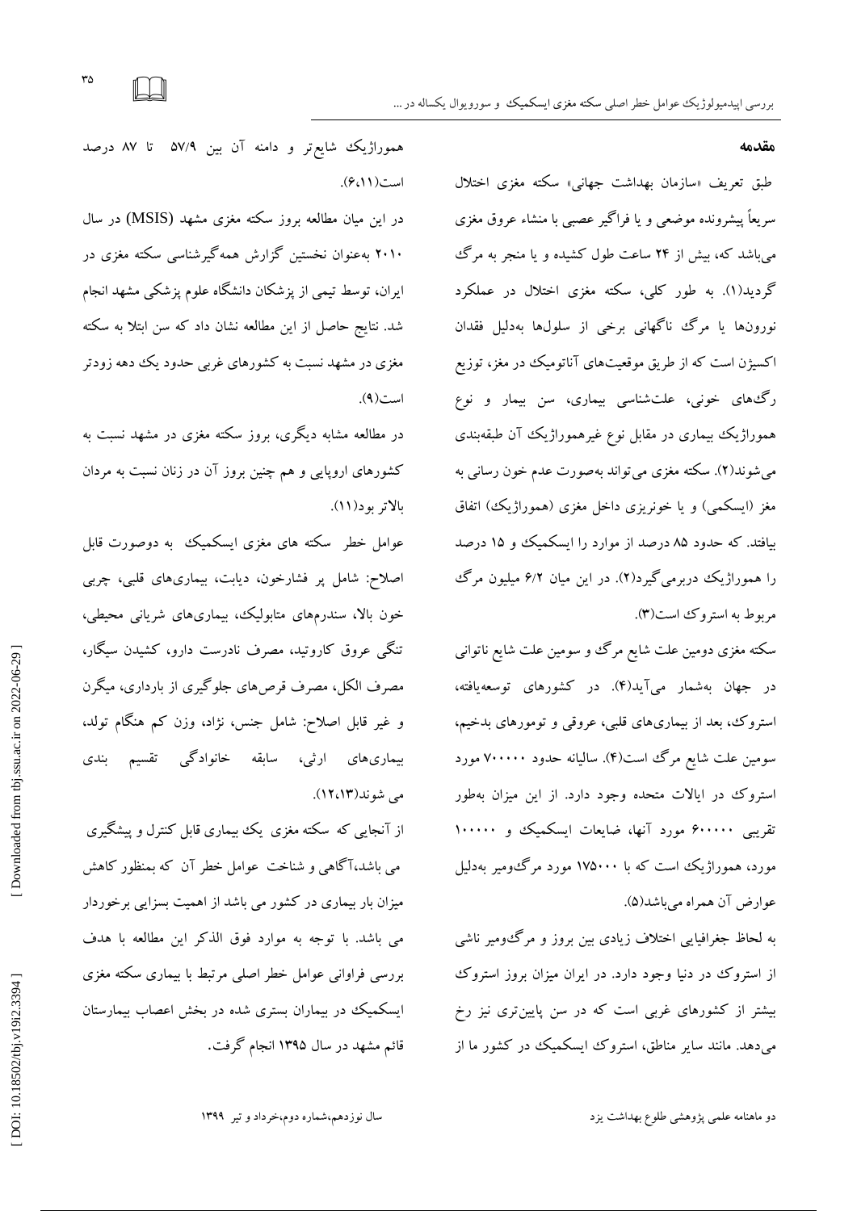## مقدمه

طبق تعریف «سازمان بهداشت جهانی» سکته مغزی اختلال سریعاً پیشرونده موضعی و یا فراگیر عصبی با منشاء عروق مغزی می‌باشد که، بیش از ۲۴ ساعت طول کشیده و یا منجر به مرگ گردید(۱). به طور کلی، سکته مغزی اختلال در عملکرد نورون‌ها یا مرگ ناگهانی برخی از سلول‌ها به‌دلیل فقدان اکسیژن است که از طریق موقعیت‌های آناتومیک در مغز، توزیع رگ‌های خونی، علت‌شناسی بیماری، سن بیمار و نوع هموراژیک بیماری در مقابل نوع غیرهموراژیک آن طبقه‌بندی می‌شوند(۲). سکته مغزی می‌تواند به‌صورت عدم خون رسانی به مغز (ایسکمی) و یا خونریزی داخل مغزی (هموراژیک) اتفاق بیافتد. که حدود ۸۵ درصد از موارد را ایسکمیک و ۱۵ درصد را هموراژیک دربرمی‌گیرد(۲). در این میان ۶/۲ میلیون مرگ مربوط به استروک است(۳).

سکته مغزی دومین علت شایع مرگ و سومین علت شایع ناتوانی در جهان به‌شمار می‌آید(۴). در کشورهای توسعه‌یافته، استروک، بعد از بیماری‌های قلبی، عروقی و تومورهای بدخیم، سومین علت شایع مرگ است(۴). سالیانه حدود ۷۰۰۰۰۰ مورد استروک در ایالات متحده وجود دارد. از این میزان به‌طور تقریبی ۶۰۰۰۰۰ مورد آنها، ضایعات ایسکمیک و ۱۰۰۰۰۰ مورد، هموراژیک است که با ۱۷۵۰۰۰ مورد مرگ‌ومیر به‌دلیل عوارض آن همراه می‌باشد(۵).

به لحاظ جغرافیایی اختلاف زیادی بین بروز و مرگ‌ومیر ناشی از استروک در دنیا وجود دارد. در ایران میزان بروز استروک بیشتر از کشورهای غربی است که در سن پایین‌تری نیز رخ می‌دهد. مانند سایر مناطق، استروک ایسکمیک در کشور ما از هموراژیک شایع‌تر و دامنه آن بین ۵۷/۹ تا ۸۷ درصد است(۶،۱۱).

در این میان مطالعه بروز سکته مغزی مشهد (MSIS) در سال ۲۰۱۰ به‌عنوان نخستین گزارش همه‌گیرشناسی سکته مغزی در ایران، توسط تیمی از پزشکان دانشگاه علوم پزشکی مشهد انجام شد. نتایج حاصل از این مطالعه نشان داد که سن ابتلا به سکته مغزی در مشهد نسبت به کشورهای غربی حدود یک دهه زودتر است(۹).

در مطالعه مشابه دیگری، بروز سکته مغزی در مشهد نسبت به کشورهای اروپایی و هم چنین بروز آن در زنان نسبت به مردان بالاتر بود(۱۱).

عوامل خطر سکته های مغزی ایسکمیک به دوصورت قابل اصلاح: شامل پر فشارخون، دیابت، بیماری‌های قلبی، چربی خون بالا، سندرم‌های متابولیک، بیماری‌های شریانی محیطی، تنگی عروق کاروتید، مصرف نادرست دارو، کشیدن سیگار، مصرف الکل، مصرف قرص‌های جلوگیری از بارداری، میگرن و غیر قابل اصلاح: شامل جنس، نژاد، وزن کم هنگام تولد، بیماری‌های ارثی، سابقه خانوادگی تقسیم بندی می شوند(۱۲،۱۳).

از آنجایی که سکته مغزی یک بیماری قابل کنترل و پیشگیری می باشد،آگاهی و شناخت عوامل خطر آن که بمنظور کاهش میزان بار بیماری در کشور می باشد از اهمیت بسزایی برخوردار می باشد. با توجه به موارد فوق الذکر این مطالعه با هدف بررسی فراوانی عوامل خطر اصلی مرتبط با بیماری سکته مغزی ایسکمیک در بیماران بستری شده در بخش اعصاب بیمارستان قائم مشهد در سال ۱۳۹۵ انجام گرفت.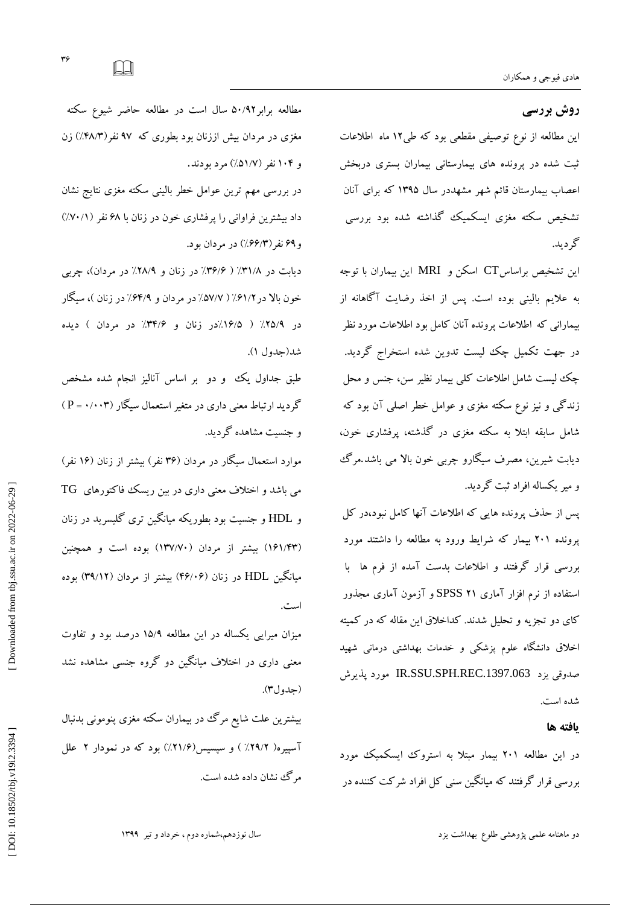## روش بررسی

این مطالعه از نوع توصیفی مقطعی بود که طی۱۲ ماه اطلاعات ثبت شده در پرونده های بیمارستانی بیماران بستری دربخش اعصاب بیمارستان قائم شهر مشهددر سال ۱۳۹۵ که برای آنان تشخیص سکته مغزی ایسکمیک گذاشته شده بود بررسی گردید.

این تشخیص براساسCT اسکن و MRI این بیماران با توجه به علایم بالینی بوده است. پس از اخذ رضایت آگاهانه از بیمارانی که اطلاعات پرونده آنان کامل بود اطلاعات مورد نظر در جهت تکمیل چک لیست تدوین شده استخراج گردید. چک لیست شامل اطلاعات کلی بیمار نظیر سن، جنس و محل زندگی و نیز نوع سکته مغزی و عوامل خطر اصلی آن بود که شامل سابقه ابتلا به سکته مغزی در گذشته، پرفشاری خون، دیابت شیرین، مصرف سیگارو چربی خون بالا می باشد.مرگ و میر یکساله افراد ثبت گردید.

پس از حذف پرونده هایی که اطلاعات آنها کامل نبود،در کل پرونده ۲۰۱ بیمار که شرایط ورود به مطالعه را داشتند مورد بررسی قرار گرفتند و اطلاعات بدست آمده از فرم ها با استفاده از نرم افزار آماری SPSS ۲۱ و آزمون آماری مجذور کای دو تجزیه و تحلیل شدند. کداخلاق این مقاله که در کمیته اخلاق دانشگاه علوم پزشکی و خدمات بهداشتی درمانی شهید صدوقی یزد IR.SSU.SPH.REC.1397.063 مورد پذیرش شده است.

## یافته ها

در این مطالعه ۲۰۱ بیمار مبتلا به استروک ایسکمیک مورد بررسی قرار گرفتند که میانگین سنی کل افراد شرکت کننده در مطالعه برابر۵۰/۹۲ سال است در مطالعه حاضر شیوع سکته مغزی در مردان بیش اززنان بود بطوری که ۹۷ نفر(۴۸/۳٪) زن و ۱۰۴ نفر (۵۱/۷٪) مرد بودند.

در بررسی مهم ترین عوامل خطر بالینی سکته مغزی نتایج نشان داد بیشترین فراوانی را پرفشاری خون در زنان با ۶۸ نفر (۷۰/۱٪) و۶۹ نفر(۶۶/۳٪) در مردان بود.

دیابت در ۳۱/۸٪ ( ۳۶/۶٪ در زنان و ۲۸/۹٪ در مردان)، چربی خون بالا در۶۱/۲٪ ( ۵۷/۷٪ در مردان و ۶۴/۹٪ در زنان )، سیگار در ۲۵/۹٪ ( ۱۶/۵٪در زنان و ۳۴/۶٪ در مردان ) دیده شد(جدول ۱).

طبق جداول یک و دو بر اساس آنالیز انجام شده مشخص گردید ارتباط معنی داری در متغیر استعمال سیگار ($P = ۰/۰۰۳$ ) و جنسیت مشاهده گردید.

موارد استعمال سیگار در مردان (۳۶ نفر) بیشتر از زنان (۱۶ نفر) می باشد و اختلاف معنی داری در بین ریسک فاکتورهای TG و HDL و جنسیت بود بطوریکه میانگین تری گلیسرید در زنان (۱۶۱/۴۳) بیشتر از مردان (۱۳۷/۷۰) بوده است و همچنین میانگین HDL در زنان (۴۶/۰۶) بیشتر از مردان (۳۹/۱۲) بوده است.

میزان میرایی یکساله در این مطالعه ۱۵/۹ درصد بود و تفاوت معنی داری در اختلاف میانگین دو گروه جنسی مشاهده نشد (جدول۳).

بیشترین علت شایع مرگ در بیماران سکته مغزی پنومونی بدنبال آسپیره( ۲۹/۲٪ ) و سپسیس(۲۱/۶٪) بود که در نمودار ۲ علل مرگ نشان داده شده است.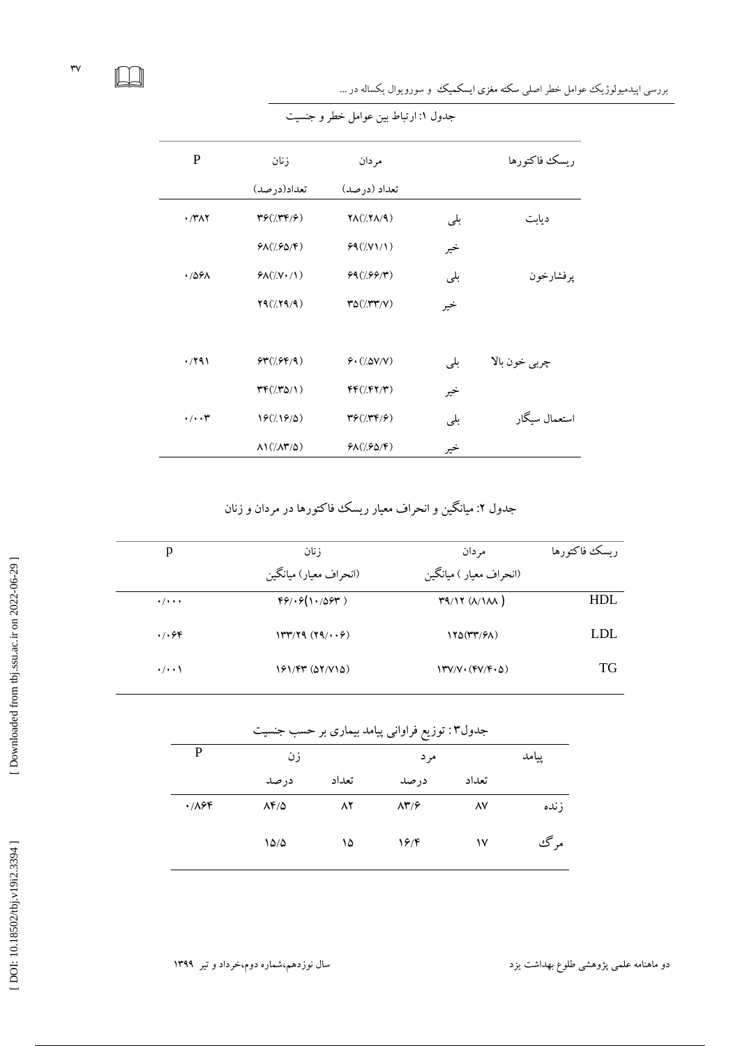جدول ۱: ارتباط بین عوامل خطر و جنسیت

| ریسک فاکتورها | | مردان<br>تعداد (درصد) | زنان<br>تعداد(درصد) | P |
|---|---|---|---|---|
| دیابت | بلی | ۲۸(٪۲۸/۹) | ۳۶(٪۳۴/۶) | ۰/۳۸۲ |
| | خیر | ۶۹(٪۷۱/۱) | ۶۸(٪۶۵/۴) | |
| پرفشارخون | بلی | ۶۹(٪۶۶/۳) | ۶۸(٪۷۰/۱) | ۰/۵۶۸ |
| | خیر | ۳۵(٪۳۳/۷) | ۲۹(٪۲۹/۹) | |
| چربی خون بالا | بلی | ۶۰(٪۵۷/۷) | ۶۳(٪۶۴/۹) | ۰/۲۹۱ |
| | خیر | ۴۴(٪۴۲/۳) | ۳۴(٪۳۵/۱) | |
| استعمال سیگار | بلی | ۳۶(٪۳۴/۶) | ۱۶(٪۱۶/۵) | ۰/۰۰۳ |
| | خیر | ۶۸(٪۶۵/۴) | ۸۱(٪۸۳/۵) | |

جدول ۲: میانگین و انحراف معیار ریسک فاکتورها در مردان و زنان

| ریسک فاکتورها | مردان<br>(انحراف معیار ) میانگین | زنان<br>(انحراف معیار) میانگین | p |
|---|---|---|---|
| HDL | ۳۹/۱۲ (۸/۱۸۸ ) | ۴۶/۰۶(۱۰/۵۶۳ ) | ۰/۰۰۰ |
| LDL | ۱۲۵(۳۳/۶۸) | ۱۳۳/۲۹ (۲۹/۰۰۶) | ۰/۰۶۴ |
| TG | ۱۳۷/۷۰ (۴۷/۴۰۵) | ۱۶۱/۴۳ (۵۲/۷۱۵) | ۰/۰۰۱ |

جدول۳: توزیع فراوانی پیامد بیماری بر حسب جنسیت

| پیامد | مرد<br>تعداد | <br>درصد | زن<br>تعداد | <br>درصد | P |
|---|---|---|---|---|---|
| زنده | ۸۷ | ۸۳/۶ | ۸۲ | ۸۴/۵ | ۰/۸۶۴ |
| مرگ | ۱۷ | ۱۶/۴ | ۱۵ | ۱۵/۵ | |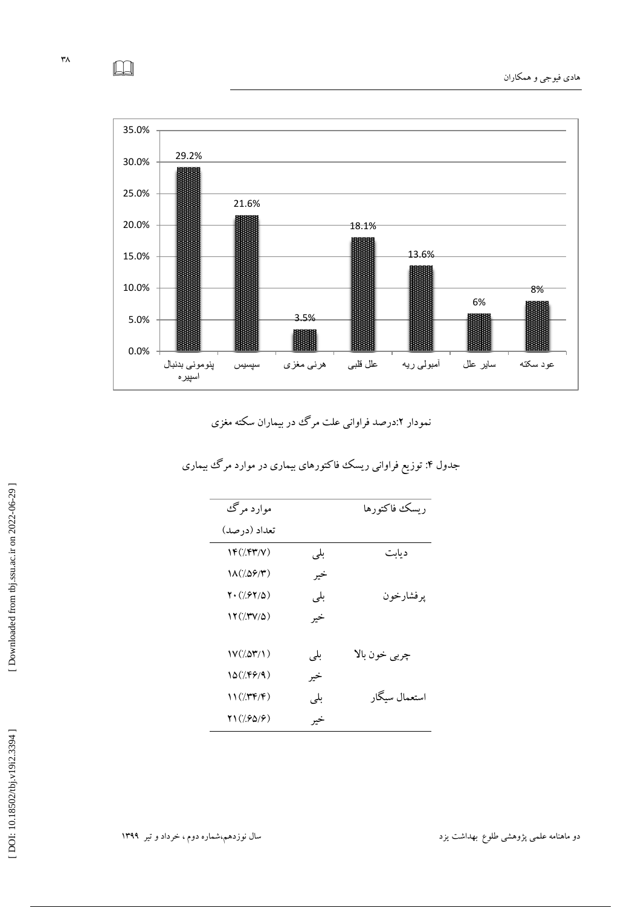| علت مرگ | درصد |
|---|---|
| پنومونی بدنبال اسپیره | 29.2% |
| سپسیس | 21.6% |
| هرنی مغزی | 3.5% |
| علل قلبی | 18.1% |
| آمبولی ریه | 13.6% |
| سایر علل | 6% |
| عود سکته | 8% |

نمودار ۲:درصد فراوانی علت مرگ در بیماران سکته مغزی

جدول ۴: توزیع فراوانی ریسک فاکتورهای بیماری در موارد مرگ بیماری

| ریسک فاکتورها | | موارد مرگ تعداد (درصد) |
|---|---|---|
| دیابت | بلی | ۱۴(٪۴۳/۷) |
| | خیر | ۱۸(٪۵۶/۳) |
| پرفشارخون | بلی | ۲۰(٪۶۲/۵) |
| | خیر | ۱۲(٪۳۷/۵) |
| چربی خون بالا | بلی | ۱۷(٪۵۳/۱) |
| | خیر | ۱۵(٪۴۶/۹) |
| استعمال سیگار | بلی | ۱۱(٪۳۴/۴) |
| | خیر | ۲۱(٪۶۵/۶) |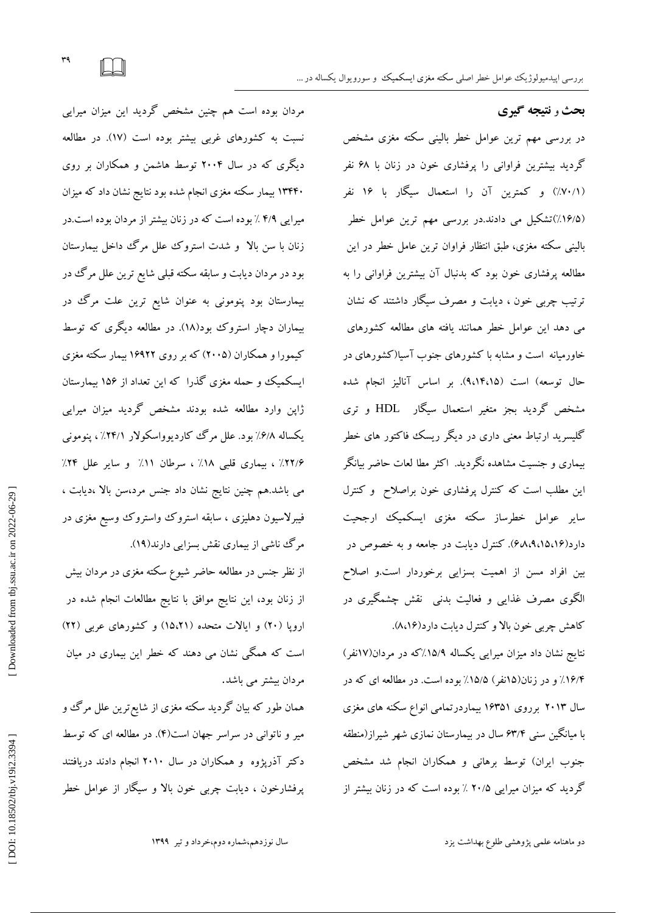## بحث و نتیجه گیری

در بررسی مهم ترین عوامل خطر بالینی سکته مغزی مشخص گردید بیشترین فراوانی را پرفشاری خون در زنان با ۶۸ نفر (۷۰/۱٪) و کمترین آن را استعمال سیگار با ۱۶ نفر (۱۶/۵٪)تشکیل می دادند.در بررسی مهم ترین عوامل خطر بالینی سکته مغزی، طبق انتظار فراوان ترین عامل خطر در این مطالعه پرفشاری خون بود که بدنبال آن بیشترین فراوانی را به ترتیب چربی خون ، دیابت و مصرف سیگار داشتند که نشان می دهد این عوامل خطر همانند یافته های مطالعه کشورهای خاورمیانه است و مشابه با کشورهای جنوب آسیا(کشورهای در حال توسعه) است (۹،۱۴،۱۵). بر اساس آنالیز انجام شده مشخص گردید بجز متغیر استعمال سیگار HDL و تری گلیسرید ارتباط معنی داری در دیگر ریسک فاکتور های خطر بیماری و جنسیت مشاهده نگردید. اکثر مطا لعات حاضر بیانگر این مطلب است که کنترل پرفشاری خون براصلاح و کنترل سایر عوامل خطرساز سکته مغزی ایسکمیک ارجحیت دارد(۶،۸،۹،۱۵،۱۶). کنترل دیابت در جامعه و به خصوص در بین افراد مسن از اهمیت بسزایی برخوردار است.و اصلاح الگوی مصرف غذایی و فعالیت بدنی نقش چشمگیری در کاهش چربی خون بالا و کنترل دیابت دارد(۸،۱۶).

نتایج نشان داد میزان میرایی یکساله ۱۵/۹٪که در مردان(۱۷نفر) ۱۶/۴٪ و در زنان(۱۵نفر) ۱۵/۵٪ بوده است. در مطالعه ای که در سال ۲۰۱۳ برروی ۱۶۳۵۱ بیماردرتمامی انواع سکته های مغزی با میانگین سنی ۶۳/۴ سال در بیمارستان نمازی شهر شیراز(منطقه جنوب ایران) توسط برهانی و همکاران انجام شد مشخص گردید که میزان میرایی ۲۰/۵ ٪ بوده است که در زنان بیشتر از مردان بوده است هم چنین مشخص گردید این میزان میرایی نسبت به کشورهای غربی بیشتر بوده است (۱۷). در مطالعه دیگری که در سال ۲۰۰۴ توسط هاشمن و همکاران بر روی ۱۳۴۴۰ بیمار سکته مغزی انجام شده بود نتایج نشان داد که میزان میرایی ۴/۹ ٪ بوده است که در زنان بیشتر از مردان بوده است.در زنان با سن بالا و شدت استروک علل مرگ داخل بیمارستان بود در مردان دیابت و سابقه سکته قبلی شایع ترین علل مرگ در بیمارستان بود پنومونی به عنوان شایع ترین علت مرگ در بیماران دچار استروک بود(۱۸). در مطالعه دیگری که توسط کیمورا و همکاران (۲۰۰۵) که بر روی ۱۶۹۲۲ بیمار سکته مغزی ایسکمیک و حمله مغزی گذرا که این تعداد از ۱۵۶ بیمارستان ژاپن وارد مطالعه شده بودند مشخص گردید میزان میرایی یکساله ۶/۸٪ بود. علل مرگ کاردیوواسکولار ۲۴/۱٪ ، پنومونی ۲۲/۶٪ ، بیماری قلبی ۱۸٪ ، سرطان ۱۱٪ و سایر علل ۲۴٪ می باشد.هم چنین نتایج نشان داد جنس مرد،سن بالا ،دیابت ، فیبرلاسیون دهلیزی ، سابقه استروک واستروک وسیع مغزی در مرگ ناشی از بیماری نقش بسزایی دارند(۱۹).

از نظر جنس در مطالعه حاضر شیوع سکته مغزی در مردان بیش از زنان بود، این نتایج موافق با نتایج مطالعات انجام شده در اروپا (۲۰) و ایالات متحده (۱۵،۲۱) و کشورهای عربی (۲۲) است که همگی نشان می دهند که خطر این بیماری در میان مردان بیشتر می باشد.

همان طور که بیان گردید سکته مغزی از شایع‌ترین علل مرگ و میر و ناتوانی در سراسر جهان است(۴). در مطالعه ای که توسط دکتر آذرپژوه و همکاران در سال ۲۰۱۰ انجام دادند دریافتند پرفشارخون ، دیابت چربی خون بالا و سیگار از عوامل خطر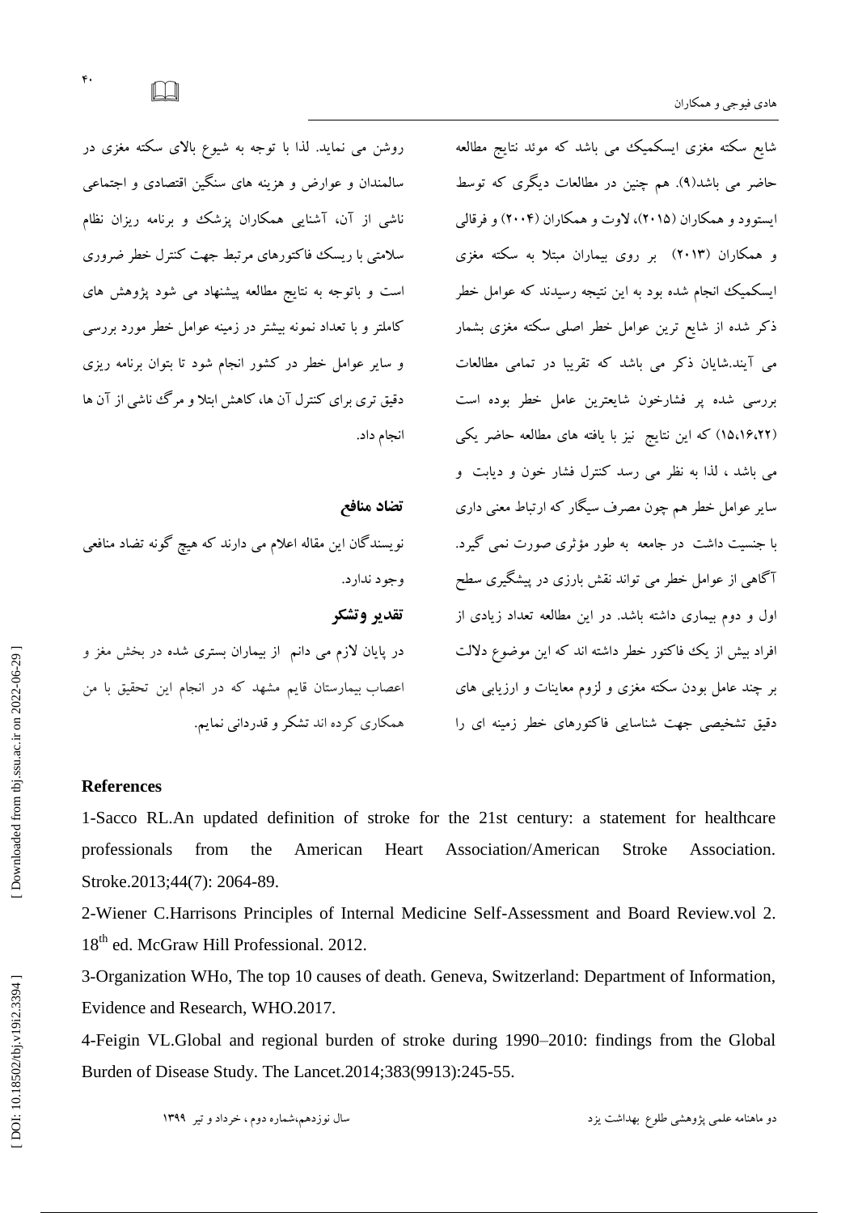شایع سکته مغزی ایسکمیک می باشد که موئد نتایج مطالعه حاضر می باشد(۹). هم چنین در مطالعات دیگری که توسط ایستوود و همکاران (۲۰۱۵)، لاوت و همکاران (۲۰۰۴) و فرقالی و همکاران (۲۰۱۳) بر روی بیماران مبتلا به سکته مغزی ایسکمیک انجام شده بود به این نتیجه رسیدند که عوامل خطر ذکر شده از شایع ترین عوامل خطر اصلی سکته مغزی بشمار می آیند.شایان ذکر می باشد که تقریبا در تمامی مطالعات بررسی شده پر فشارخون شایعترین عامل خطر بوده است (۱۵،۱۶،۲۲) که این نتایج نیز با یافته های مطالعه حاضر یکی می باشد ، لذا به نظر می رسد کنترل فشار خون و دیابت و سایر عوامل خطر هم چون مصرف سیگار که ارتباط معنی داری با جنسیت داشت در جامعه به طور مؤثری صورت نمی گیرد. آگاهی از عوامل خطر می تواند نقش بارزی در پیشگیری سطح اول و دوم بیماری داشته باشد. در این مطالعه تعداد زیادی از افراد بیش از یک فاکتور خطر داشته اند که این موضوع دلالت بر چند عامل بودن سکته مغزی و لزوم معاینات و ارزیابی های دقیق تشخیصی جهت شناسایی فاکتورهای خطر زمینه ای را روشن می نماید. لذا با توجه به شیوع بالای سکته مغزی در سالمندان و عوارض و هزینه های سنگین اقتصادی و اجتماعی ناشی از آن، آشنایی همکاران پزشک و برنامه ریزان نظام سلامتی با ریسک فاکتورهای مرتبط جهت کنترل خطر ضروری است و باتوجه به نتایج مطالعه پیشنهاد می شود پژوهش های کاملتر و با تعداد نمونه بیشتر در زمینه عوامل خطر مورد بررسی و سایر عوامل خطر در کشور انجام شود تا بتوان برنامه ریزی دقیق تری برای کنترل آن ها، کاهش ابتلا و مرگ ناشی از آن ها انجام داد.

## تضاد منافع

نویسندگان این مقاله اعلام می دارند که هیچ گونه تضاد منافعی وجود ندارد.

## تقدیر وتشکر

در پایان لازم می دانم از بیماران بستری شده در بخش مغز و اعصاب بیمارستان قایم مشهد که در انجام این تحقیق با من همکاری کرده اند تشکر و قدردانی نمایم.

## References

1-Sacco RL.An updated definition of stroke for the 21st century: a statement for healthcare professionals from the American Heart Association/American Stroke Association. Stroke.2013;44(7): 2064-89.

2-Wiener C.Harrisons Principles of Internal Medicine Self-Assessment and Board Review.vol 2. 18th ed. McGraw Hill Professional. 2012.

3-Organization WHo, The top 10 causes of death. Geneva, Switzerland: Department of Information, Evidence and Research, WHO.2017.

4-Feigin VL.Global and regional burden of stroke during 1990–2010: findings from the Global Burden of Disease Study. The Lancet.2014;383(9913):245-55.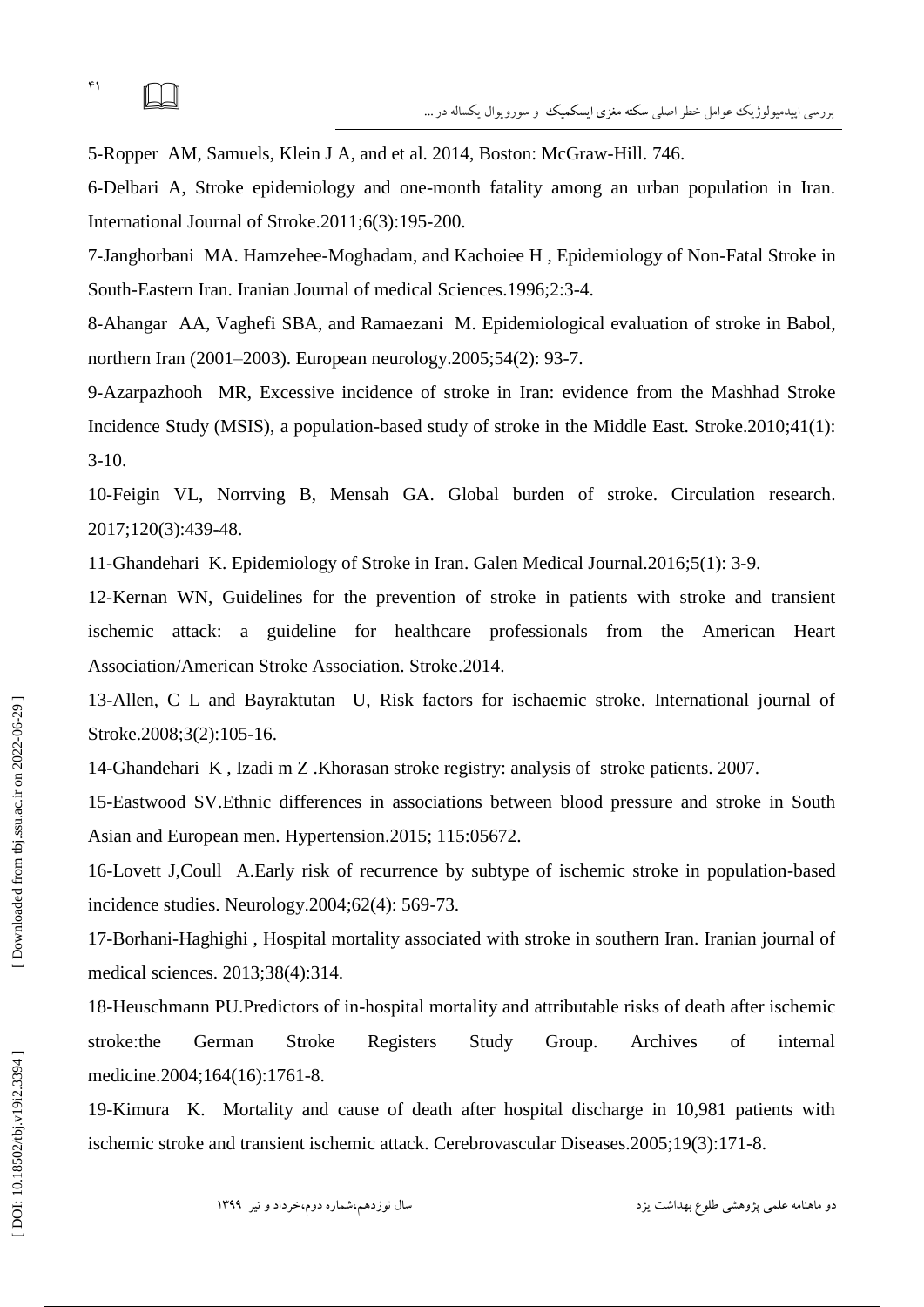5-Ropper AM, Samuels, Klein J A, and et al. 2014, Boston: McGraw-Hill. 746.

6-Delbari A, Stroke epidemiology and one-month fatality among an urban population in Iran. International Journal of Stroke.2011;6(3):195-200.

7-Janghorbani MA. Hamzehee-Moghadam, and Kachoiee H , Epidemiology of Non-Fatal Stroke in South-Eastern Iran. Iranian Journal of medical Sciences.1996;2:3-4.

8-Ahangar AA, Vaghefi SBA, and Ramaezani M. Epidemiological evaluation of stroke in Babol, northern Iran (2001–2003). European neurology.2005;54(2): 93-7.

9-Azarpazhooh MR, Excessive incidence of stroke in Iran: evidence from the Mashhad Stroke Incidence Study (MSIS), a population-based study of stroke in the Middle East. Stroke.2010;41(1): 3-10.

10-Feigin VL, Norrving B, Mensah GA. Global burden of stroke. Circulation research. 2017;120(3):439-48.

11-Ghandehari K. Epidemiology of Stroke in Iran. Galen Medical Journal.2016;5(1): 3-9.

12-Kernan WN, Guidelines for the prevention of stroke in patients with stroke and transient ischemic attack: a guideline for healthcare professionals from the American Heart Association/American Stroke Association. Stroke.2014.

13-Allen, C L and Bayraktutan U, Risk factors for ischaemic stroke. International journal of Stroke.2008;3(2):105-16.

14-Ghandehari K , Izadi m Z .Khorasan stroke registry: analysis of stroke patients. 2007.

15-Eastwood SV.Ethnic differences in associations between blood pressure and stroke in South Asian and European men. Hypertension.2015; 115:05672.

16-Lovett J,Coull A.Early risk of recurrence by subtype of ischemic stroke in population-based incidence studies. Neurology.2004;62(4): 569-73.

17-Borhani-Haghighi , Hospital mortality associated with stroke in southern Iran. Iranian journal of medical sciences. 2013;38(4):314.

18-Heuschmann PU.Predictors of in-hospital mortality and attributable risks of death after ischemic stroke:the German Stroke Registers Study Group. Archives of internal medicine.2004;164(16):1761-8.

19-Kimura K. Mortality and cause of death after hospital discharge in 10,981 patients with ischemic stroke and transient ischemic attack. Cerebrovascular Diseases.2005;19(3):171-8.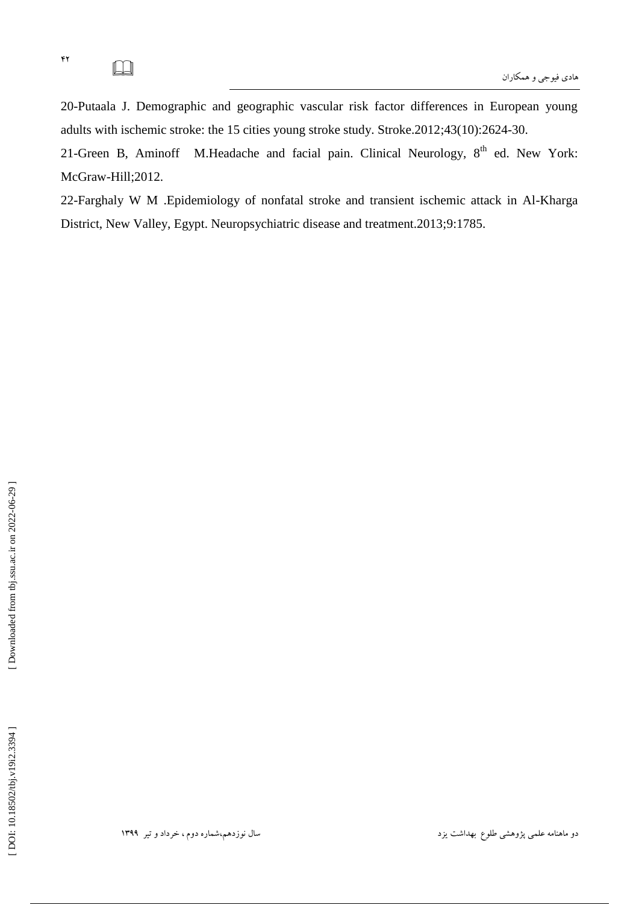20-Putaala J. Demographic and geographic vascular risk factor differences in European young adults with ischemic stroke: the 15 cities young stroke study. Stroke.2012;43(10):2624-30.

21-Green B, Aminoff M.Headache and facial pain. Clinical Neurology, 8th ed. New York: McGraw-Hill;2012.

22-Farghaly W M .Epidemiology of nonfatal stroke and transient ischemic attack in Al-Kharga District, New Valley, Egypt. Neuropsychiatric disease and treatment.2013;9:1785.